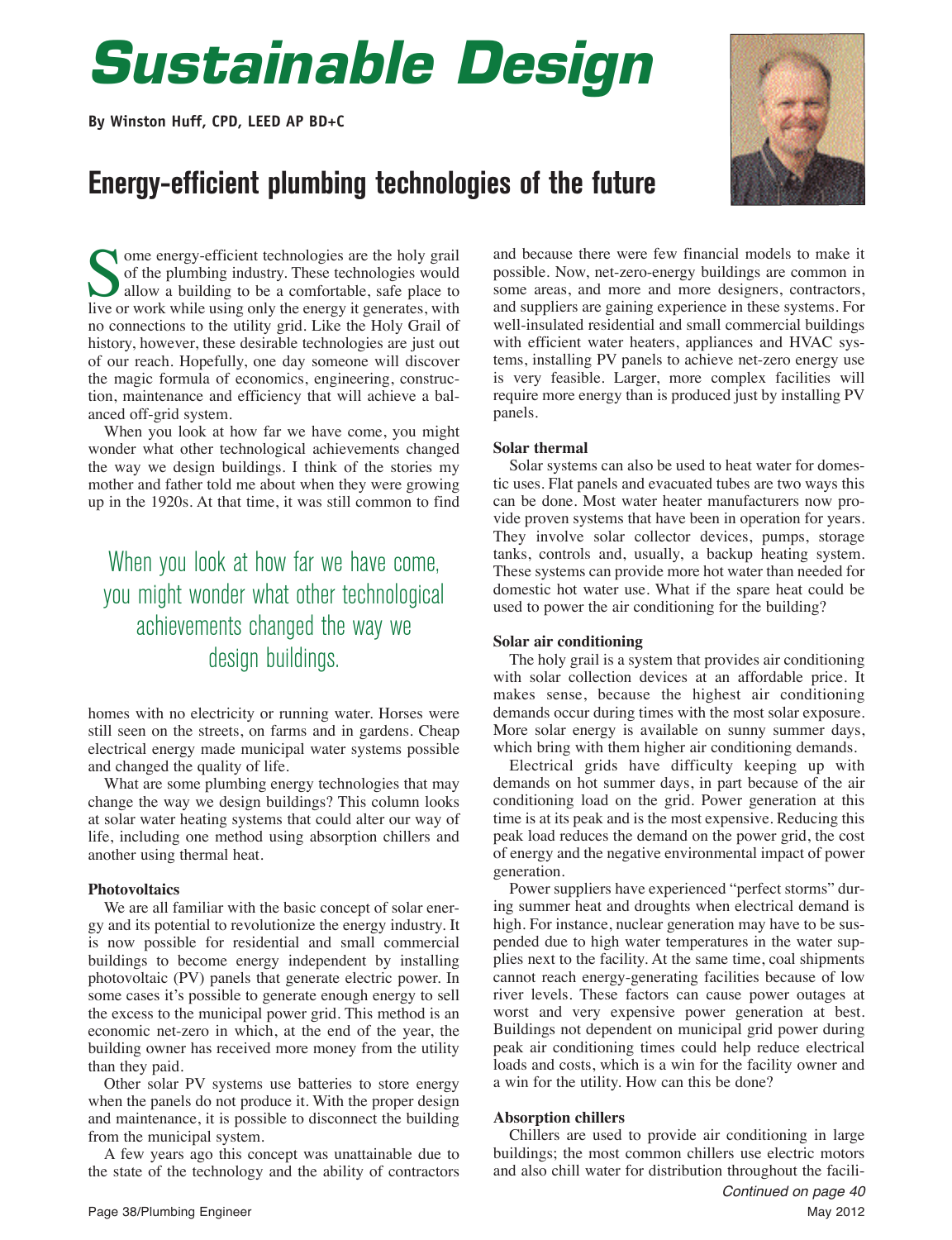# Sustainable Design

**By Winston Huff, CPD, LEED AP BD+C**

## Energy-efficient plumbing technologies of the future

Some energy-efficient technologies are the holy grail of the plumbing industry. These technologies would allow a building to be a comfortable, safe place to live or work while using only the energy it generates, with no connections to the utility grid. Like the Holy Grail of history, however, these desirable technologies are just out of our reach. Hopefully, one day someone will discover the magic formula of economics, engineering, construction, maintenance and efficiency that will achieve a balanced off-grid system.

When you look at how far we have come, you might wonder what other technological achievements changed the way we design buildings. I think of the stories my mother and father told me about when they were growing up in the 1920s. At that time, it was still common to find homes with no electricity or running water. Horses were still seen on the streets, on farms and in gardens. Cheap electrical energy made municipal water systems possible and changed the quality of life.

> When you look at how far we have come, you might wonder what other technological achievements changed the way we design buildings.

What are some plumbing energy technologies that may change the way we design buildings? This column looks at solar water heating systems that could alter our way of life, including one method using absorption chillers and another using thermal heat.

**Photovoltaics**

We are all familiar with the basic concept of solar energy and its potential to revolutionize the energy industry. It is now possible for residential and small commercial buildings to become energy independent by installing photovoltaic (PV) panels that generate electric power. In some cases it's possible to generate enough energy to sell the excess to the municipal power grid. This method is an economic net-zero in which, at the end of the year, the building owner has received more money from the utility than they paid.

Other solar PV systems use batteries to store energy when the panels do not produce it. With the proper design and maintenance, it is possible to disconnect the building from the municipal system.

A few years ago this concept was unattainable due to the state of the technology and the ability of contractors and because there were few financial models to make it possible. Now, net-zero-energy buildings are common in some areas, and more and more designers, contractors, and suppliers are gaining experience in these systems. For well-insulated residential and small commercial buildings with efficient water heaters, appliances and HVAC systems, installing PV panels to achieve net-zero energy use is very feasible. Larger, more complex facilities will require more energy than is produced just by installing PV panels.

**Solar thermal**

Solar systems can also be used to heat water for domestic uses. Flat panels and evacuated tubes are two ways this can be done. Most water heater manufacturers now provide proven systems that have been in operation for years. They involve solar collector devices, pumps, storage tanks, controls and, usually, a backup heating system. These systems can provide more hot water than needed for domestic hot water use. What if the spare heat could be used to power the air conditioning for the building?

**Solar air conditioning**

The holy grail is a system that provides air conditioning with solar collection devices at an affordable price. It makes sense, because the highest air conditioning demands occur during times with the most solar exposure. More solar energy is available on sunny summer days, which bring with them higher air conditioning demands.

Electrical grids have difficulty keeping up with demands on hot summer days, in part because of the air conditioning load on the grid. Power generation at this time is at its peak and is the most expensive. Reducing this peak load reduces the demand on the power grid, the cost of energy and the negative environmental impact of power generation.

Power suppliers have experienced "perfect storms" during summer heat and droughts when electrical demand is high. For instance, nuclear generation may have to be suspended due to high water temperatures in the water supplies next to the facility. At the same time, coal shipments cannot reach energy-generating facilities because of low river levels. These factors can cause power outages at worst and very expensive power generation at best. Buildings not dependent on municipal grid power during peak air conditioning times could help reduce electrical loads and costs, which is a win for the facility owner and a win for the utility. How can this be done?

**Absorption chillers**

Chillers are used to provide air conditioning in large buildings; the most common chillers use electric motors and also chill water for distribution throughout the facili-

*Continued on page 40*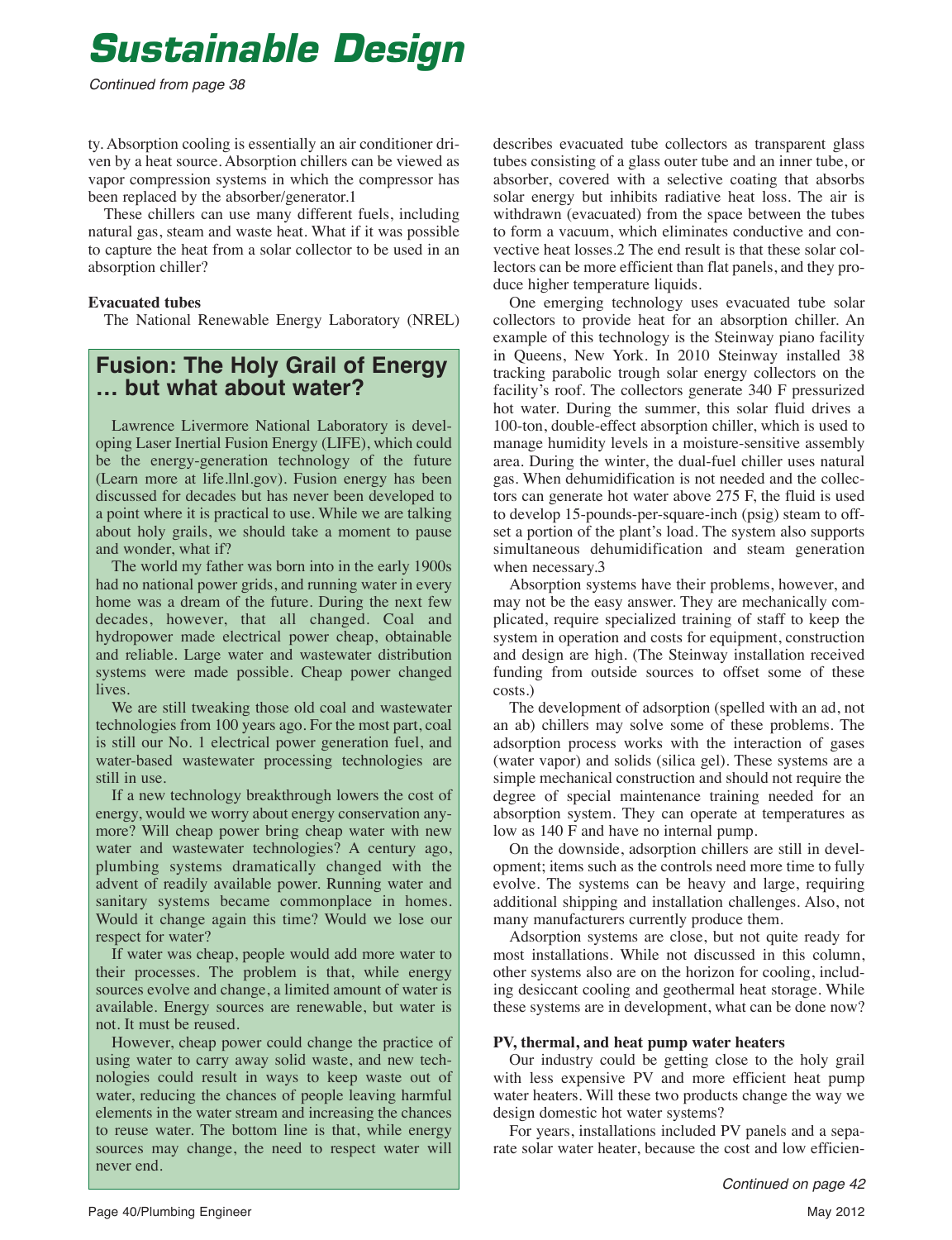# Sustainable Design

*Continued from page 38*

ty. Absorption cooling is essentially an air conditioner driven by a heat source. Absorption chillers can be viewed as vapor compression systems in which the compressor has been replaced by the absorber/generator.1

These chillers can use many different fuels, including natural gas, steam and waste heat. What if it was possible to capture the heat from a solar collector to be used in an absorption chiller?

**Evacuated tubes**

The National Renewable Energy Laboratory (NREL) describes evacuated tube collectors as transparent glass tubes consisting of a glass outer tube and an inner tube, or absorber, covered with a selective coating that absorbs solar energy but inhibits radiative heat loss. The air is withdrawn (evacuated) from the space between the tubes to form a vacuum, which eliminates conductive and convective heat losses.2 The end result is that these solar collectors can be more efficient than flat panels, and they produce higher temperature liquids.

One emerging technology uses evacuated tube solar collectors to provide heat for an absorption chiller. An example of this technology is the Steinway piano facility in Queens, New York. In 2010 Steinway installed 38 tracking parabolic trough solar energy collectors on the facility's roof. The collectors generate 340 F pressurized hot water. During the summer, this solar fluid drives a 100-ton, double-effect absorption chiller, which is used to manage humidity levels in a moisture-sensitive assembly area. During the winter, the dual-fuel chiller uses natural gas. When dehumidification is not needed and the collectors can generate hot water above 275 F, the fluid is used to develop 15-pounds-per-square-inch (psig) steam to offset a portion of the plant's load. The system also supports simultaneous dehumidification and steam generation when necessary.3

Absorption systems have their problems, however, and may not be the easy answer. They are mechanically complicated, require specialized training of staff to keep the system in operation and costs for equipment, construction and design are high. (The Steinway installation received funding from outside sources to offset some of these costs.)

The development of adsorption (spelled with an ad, not an ab) chillers may solve some of these problems. The adsorption process works with the interaction of gases (water vapor) and solids (silica gel). These systems are a simple mechanical construction and should not require the degree of special maintenance training needed for an absorption system. They can operate at temperatures as low as 140 F and have no internal pump.

On the downside, adsorption chillers are still in development; items such as the controls need more time to fully evolve. The systems can be heavy and large, requiring additional shipping and installation challenges. Also, not many manufacturers currently produce them.

Adsorption systems are close, but not quite ready for most installations. While not discussed in this column, other systems also are on the horizon for cooling, including desiccant cooling and geothermal heat storage. While these systems are in development, what can be done now?

**PV, thermal, and heat pump water heaters**

Our industry could be getting close to the holy grail with less expensive PV and more efficient heat pump water heaters. Will these two products change the way we design domestic hot water systems?

For years, installations included PV panels and a separate solar water heater, because the cost and low efficien-

*Continued on page 42*

## Fusion: The Holy Grail of Energy … but what about water?

Lawrence Livermore National Laboratory is developing Laser Inertial Fusion Energy (LIFE), which could be the energy-generation technology of the future (Learn more at life.llnl.gov). Fusion energy has been discussed for decades but has never been developed to a point where it is practical to use. While we are talking about holy grails, we should take a moment to pause and wonder, what if?

The world my father was born into in the early 1900s had no national power grids, and running water in every home was a dream of the future. During the next few decades, however, that all changed. Coal and hydropower made electrical power cheap, obtainable and reliable. Large water and wastewater distribution systems were made possible. Cheap power changed lives.

We are still tweaking those old coal and wastewater technologies from 100 years ago. For the most part, coal is still our No. 1 electrical power generation fuel, and water-based wastewater processing technologies are still in use.

If a new technology breakthrough lowers the cost of energy, would we worry about energy conservation anymore? Will cheap power bring cheap water with new water and wastewater technologies? A century ago, plumbing systems dramatically changed with the advent of readily available power. Running water and sanitary systems became commonplace in homes. Would it change again this time? Would we lose our respect for water?

If water was cheap, people would add more water to their processes. The problem is that, while energy sources evolve and change, a limited amount of water is available. Energy sources are renewable, but water is not. It must be reused.

However, cheap power could change the practice of using water to carry away solid waste, and new technologies could result in ways to keep waste out of water, reducing the chances of people leaving harmful elements in the water stream and increasing the chances to reuse water. The bottom line is that, while energy sources may change, the need to respect water will never end.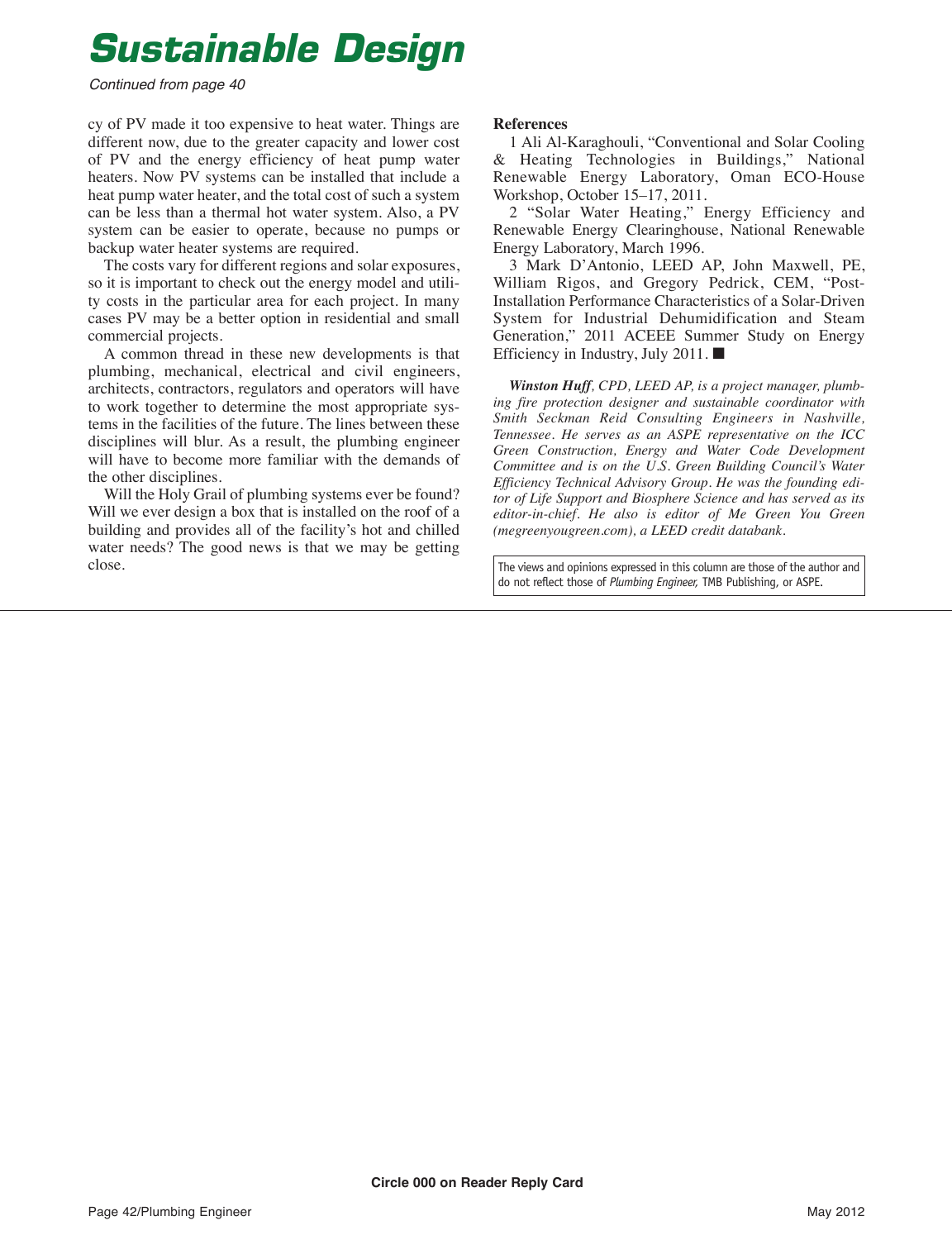# Sustainable Design

*Continued from page 40*

cy of PV made it too expensive to heat water. Things are different now, due to the greater capacity and lower cost of PV and the energy efficiency of heat pump water heaters. Now PV systems can be installed that include a heat pump water heater, and the total cost of such a system can be less than a thermal hot water system. Also, a PV system can be easier to operate, because no pumps or backup water heater systems are required.

The costs vary for different regions and solar exposures, so it is important to check out the energy model and utility costs in the particular area for each project. In many cases PV may be a better option in residential and small commercial projects.

A common thread in these new developments is that plumbing, mechanical, electrical and civil engineers, architects, contractors, regulators and operators will have to work together to determine the most appropriate systems in the facilities of the future. The lines between these disciplines will blur. As a result, the plumbing engineer will have to become more familiar with the demands of the other disciplines.

Will the Holy Grail of plumbing systems ever be found? Will we ever design a box that is installed on the roof of a building and provides all of the facility's hot and chilled water needs? The good news is that we may be getting close.

**References**

1 Ali Al-Karaghouli, "Conventional and Solar Cooling & Heating Technologies in Buildings," National Renewable Energy Laboratory, Oman ECO-House Workshop, October 15–17, 2011.

2 "Solar Water Heating," Energy Efficiency and Renewable Energy Clearinghouse, National Renewable Energy Laboratory, March 1996.

3 Mark D'Antonio, LEED AP, John Maxwell, PE, William Rigos, and Gregory Pedrick, CEM, "Post-Installation Performance Characteristics of a Solar-Driven System for Industrial Dehumidification and Steam Generation," 2011 ACEEE Summer Study on Energy Efficiency in Industry, July 2011. ■

***Winston Huff**, CPD, LEED AP, is a project manager, plumbing fire protection designer and sustainable coordinator with Smith Seckman Reid Consulting Engineers in Nashville, Tennessee. He serves as an ASPE representative on the ICC Green Construction, Energy and Water Code Development Committee and is on the U.S. Green Building Council's Water Efficiency Technical Advisory Group. He was the founding editor of Life Support and Biosphere Science and has served as its editor-in-chief. He also is editor of Me Green You Green (megreenyougreen.com), a LEED credit databank.*

The views and opinions expressed in this column are those of the author and do not reflect those of *Plumbing Engineer,* TMB Publishing, or ASPE.

**Circle 000 on Reader Reply Card**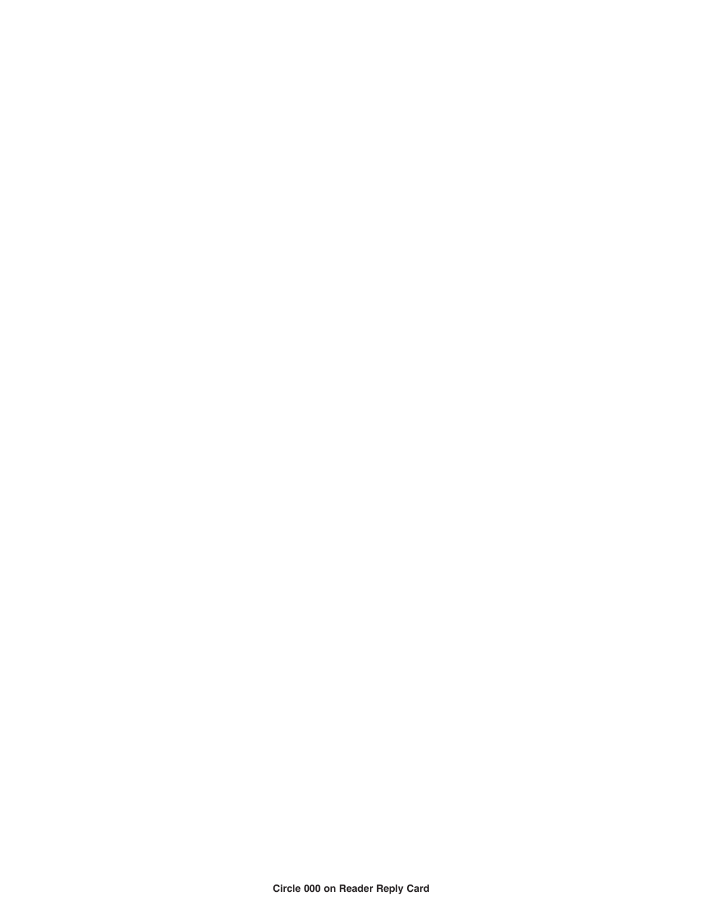**Circle 000 on Reader Reply Card**